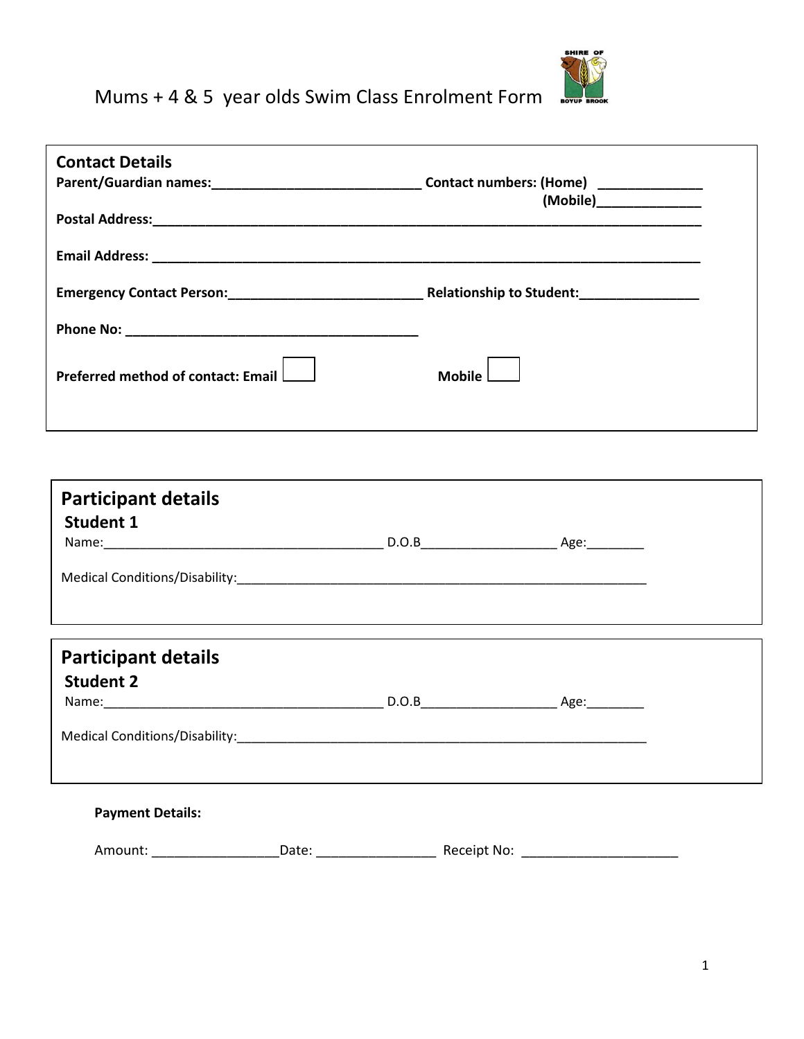# Mums + 4 & 5 year olds Swim Class Enrolment Form

## Contact Details

**Parent/Guardian names:**\_\_\_\_\_\_\_\_\_\_\_\_\_\_\_\_\_\_\_\_\_\_\_\_\_\_\_\_ **Contact numbers: (Home)** \_\_\_\_\_\_\_\_\_\_\_\_\_\_
**(Mobile)**\_\_\_\_\_\_\_\_\_\_\_\_\_\_

**Postal Address:**\_\_\_\_\_\_\_\_\_\_\_\_\_\_\_\_\_\_\_\_\_\_\_\_\_\_\_\_\_\_\_\_\_\_\_\_\_\_\_\_\_\_\_\_\_\_\_\_\_\_\_\_\_\_\_\_\_\_\_\_\_\_\_\_\_\_\_\_\_\_\_\_\_

**Email Address:** \_\_\_\_\_\_\_\_\_\_\_\_\_\_\_\_\_\_\_\_\_\_\_\_\_\_\_\_\_\_\_\_\_\_\_\_\_\_\_\_\_\_\_\_\_\_\_\_\_\_\_\_\_\_\_\_\_\_\_\_\_\_\_\_\_\_\_\_\_\_\_\_\_

**Emergency Contact Person:**\_\_\_\_\_\_\_\_\_\_\_\_\_\_\_\_\_\_\_\_\_\_\_\_\_\_ **Relationship to Student:**\_\_\_\_\_\_\_\_\_\_\_\_\_\_\_\_

**Phone No:** \_\_\_\_\_\_\_\_\_\_\_\_\_\_\_\_\_\_\_\_\_\_\_\_\_\_\_\_\_\_\_\_\_\_\_\_\_\_\_

**Preferred method of contact: Email** ☐ **Mobile** ☐

## Participant details

### Student 1

Name:\_\_\_\_\_\_\_\_\_\_\_\_\_\_\_\_\_\_\_\_\_\_\_\_\_\_\_\_\_\_\_\_\_\_\_\_\_\_\_ D.O.B\_\_\_\_\_\_\_\_\_\_\_\_\_\_\_\_\_\_\_ Age:\_\_\_\_\_\_\_\_

Medical Conditions/Disability:\_\_\_\_\_\_\_\_\_\_\_\_\_\_\_\_\_\_\_\_\_\_\_\_\_\_\_\_\_\_\_\_\_\_\_\_\_\_\_\_\_\_\_\_\_\_\_\_\_\_\_\_\_\_\_\_\_\_\_\_

## Participant details

### Student 2

Name:\_\_\_\_\_\_\_\_\_\_\_\_\_\_\_\_\_\_\_\_\_\_\_\_\_\_\_\_\_\_\_\_\_\_\_\_\_\_\_ D.O.B\_\_\_\_\_\_\_\_\_\_\_\_\_\_\_\_\_\_\_ Age:\_\_\_\_\_\_\_\_

Medical Conditions/Disability:\_\_\_\_\_\_\_\_\_\_\_\_\_\_\_\_\_\_\_\_\_\_\_\_\_\_\_\_\_\_\_\_\_\_\_\_\_\_\_\_\_\_\_\_\_\_\_\_\_\_\_\_\_\_\_\_\_\_\_\_

**Payment Details:**

Amount: \_\_\_\_\_\_\_\_\_\_\_\_\_\_\_\_\_Date: \_\_\_\_\_\_\_\_\_\_\_\_\_\_\_\_ Receipt No: \_\_\_\_\_\_\_\_\_\_\_\_\_\_\_\_\_\_\_\_\_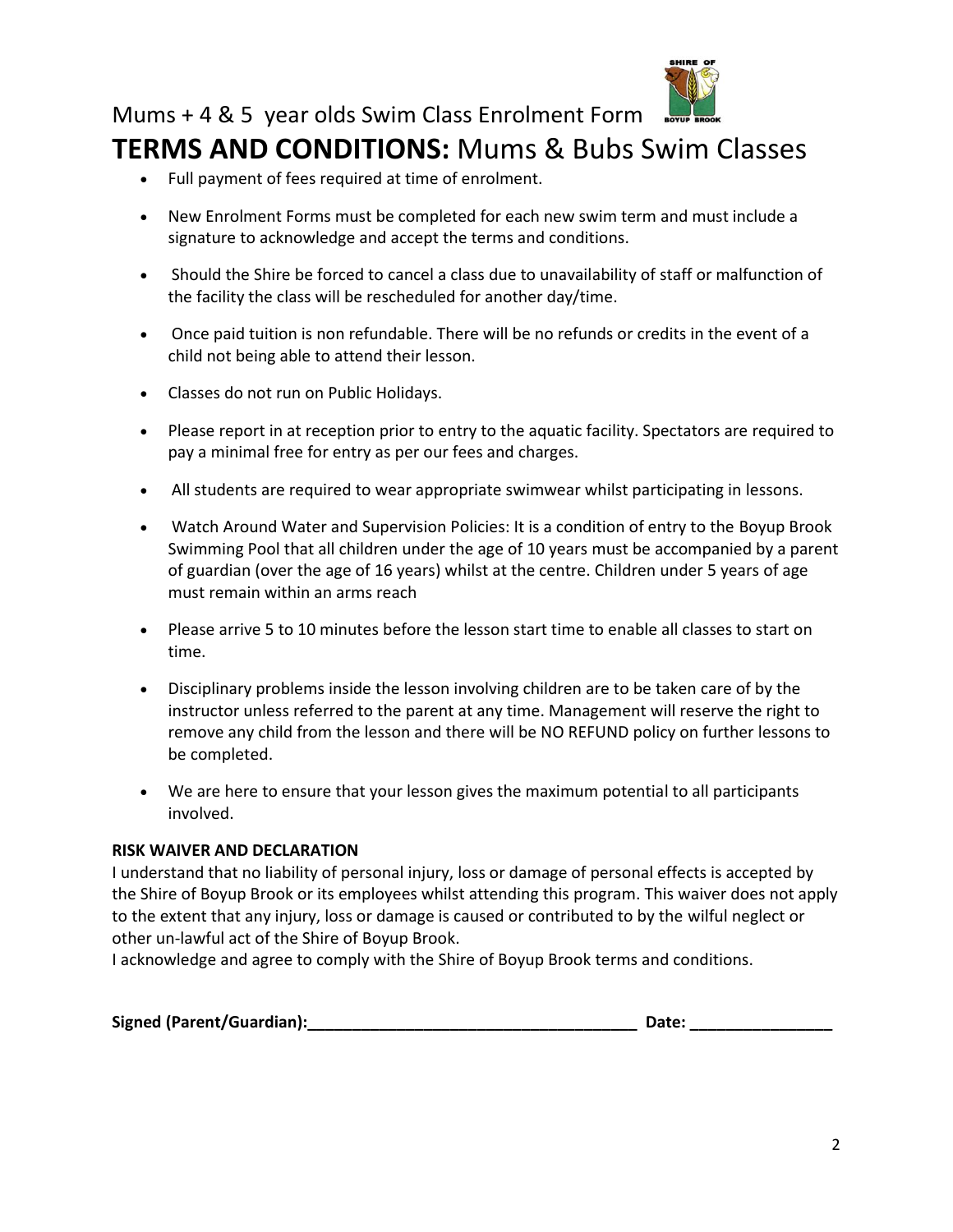Mums + 4 & 5 year olds Swim Class Enrolment Form

# **TERMS AND CONDITIONS:** Mums & Bubs Swim Classes

- Full payment of fees required at time of enrolment.
- New Enrolment Forms must be completed for each new swim term and must include a signature to acknowledge and accept the terms and conditions.
- Should the Shire be forced to cancel a class due to unavailability of staff or malfunction of the facility the class will be rescheduled for another day/time.
- Once paid tuition is non refundable. There will be no refunds or credits in the event of a child not being able to attend their lesson.
- Classes do not run on Public Holidays.
- Please report in at reception prior to entry to the aquatic facility. Spectators are required to pay a minimal free for entry as per our fees and charges.
- All students are required to wear appropriate swimwear whilst participating in lessons.
- Watch Around Water and Supervision Policies: It is a condition of entry to the Boyup Brook Swimming Pool that all children under the age of 10 years must be accompanied by a parent of guardian (over the age of 16 years) whilst at the centre. Children under 5 years of age must remain within an arms reach
- Please arrive 5 to 10 minutes before the lesson start time to enable all classes to start on time.
- Disciplinary problems inside the lesson involving children are to be taken care of by the instructor unless referred to the parent at any time. Management will reserve the right to remove any child from the lesson and there will be NO REFUND policy on further lessons to be completed.
- We are here to ensure that your lesson gives the maximum potential to all participants involved.

**RISK WAIVER AND DECLARATION**

I understand that no liability of personal injury, loss or damage of personal effects is accepted by the Shire of Boyup Brook or its employees whilst attending this program. This waiver does not apply to the extent that any injury, loss or damage is caused or contributed to by the wilful neglect or other un-lawful act of the Shire of Boyup Brook.

I acknowledge and agree to comply with the Shire of Boyup Brook terms and conditions.

**Signed (Parent/Guardian):______________________________________ Date: ________________**